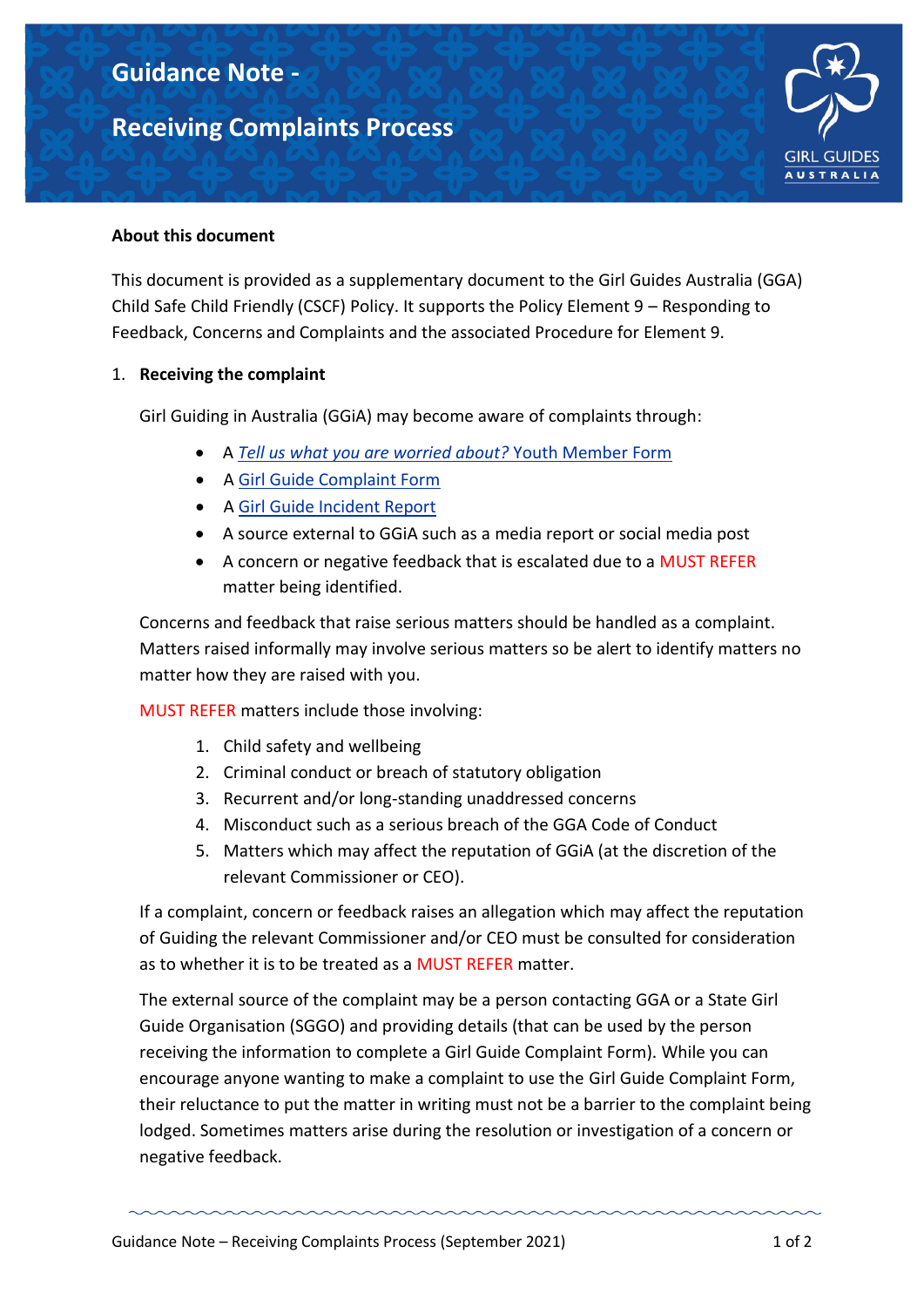# Guidance Note - Receiving Complaints Process

**About this document**

This document is provided as a supplementary document to the Girl Guides Australia (GGA) Child Safe Child Friendly (CSCF) Policy. It supports the Policy Element 9 – Responding to Feedback, Concerns and Complaints and the associated Procedure for Element 9.

## 1. Receiving the complaint

Girl Guiding in Australia (GGiA) may become aware of complaints through:

- A *Tell us what you are worried about?* Youth Member Form
- A Girl Guide Complaint Form
- A Girl Guide Incident Report
- A source external to GGiA such as a media report or social media post
- A concern or negative feedback that is escalated due to a MUST REFER matter being identified.

Concerns and feedback that raise serious matters should be handled as a complaint. Matters raised informally may involve serious matters so be alert to identify matters no matter how they are raised with you.

MUST REFER matters include those involving:

1. Child safety and wellbeing
2. Criminal conduct or breach of statutory obligation
3. Recurrent and/or long-standing unaddressed concerns
4. Misconduct such as a serious breach of the GGA Code of Conduct
5. Matters which may affect the reputation of GGiA (at the discretion of the relevant Commissioner or CEO).

If a complaint, concern or feedback raises an allegation which may affect the reputation of Guiding the relevant Commissioner and/or CEO must be consulted for consideration as to whether it is to be treated as a MUST REFER matter.

The external source of the complaint may be a person contacting GGA or a State Girl Guide Organisation (SGGO) and providing details (that can be used by the person receiving the information to complete a Girl Guide Complaint Form). While you can encourage anyone wanting to make a complaint to use the Girl Guide Complaint Form, their reluctance to put the matter in writing must not be a barrier to the complaint being lodged. Sometimes matters arise during the resolution or investigation of a concern or negative feedback.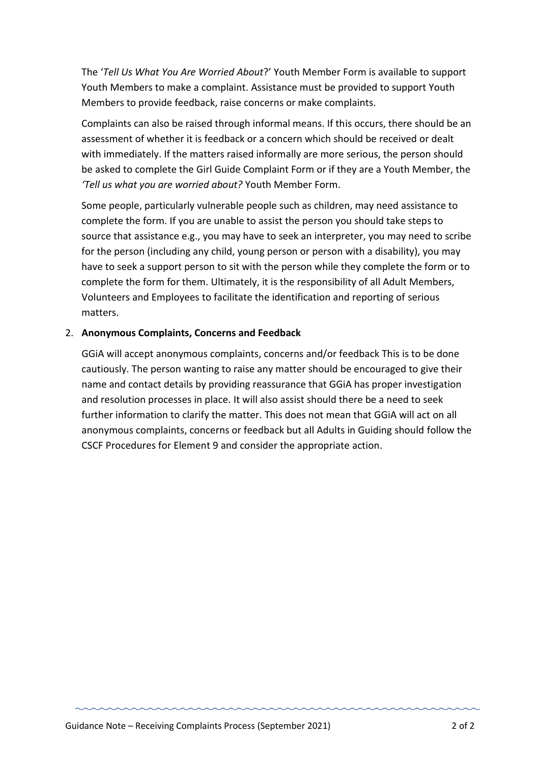The '*Tell Us What You Are Worried About*?' Youth Member Form is available to support Youth Members to make a complaint. Assistance must be provided to support Youth Members to provide feedback, raise concerns or make complaints.

Complaints can also be raised through informal means. If this occurs, there should be an assessment of whether it is feedback or a concern which should be received or dealt with immediately. If the matters raised informally are more serious, the person should be asked to complete the Girl Guide Complaint Form or if they are a Youth Member, the *'Tell us what you are worried about?* Youth Member Form.

Some people, particularly vulnerable people such as children, may need assistance to complete the form. If you are unable to assist the person you should take steps to source that assistance e.g., you may have to seek an interpreter, you may need to scribe for the person (including any child, young person or person with a disability), you may have to seek a support person to sit with the person while they complete the form or to complete the form for them. Ultimately, it is the responsibility of all Adult Members, Volunteers and Employees to facilitate the identification and reporting of serious matters.

2. **Anonymous Complaints, Concerns and Feedback**

   GGiA will accept anonymous complaints, concerns and/or feedback This is to be done cautiously. The person wanting to raise any matter should be encouraged to give their name and contact details by providing reassurance that GGiA has proper investigation and resolution processes in place. It will also assist should there be a need to seek further information to clarify the matter. This does not mean that GGiA will act on all anonymous complaints, concerns or feedback but all Adults in Guiding should follow the CSCF Procedures for Element 9 and consider the appropriate action.